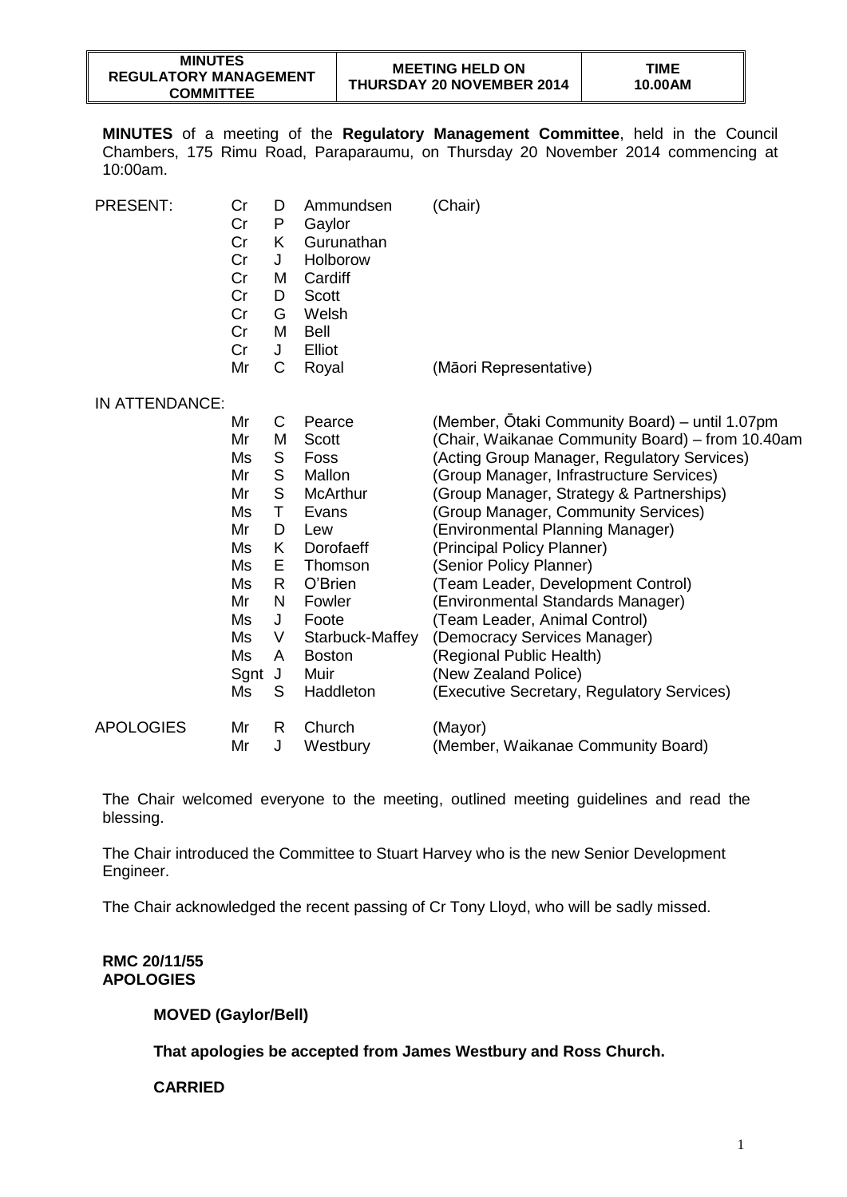| MINUTES REGULATORY MANAGEMENT COMMITTEE | MEETING HELD ON THURSDAY 20 NOVEMBER 2014 | TIME 10.00AM |
|---|---|---|

**MINUTES** of a meeting of the **Regulatory Management Committee**, held in the Council Chambers, 175 Rimu Road, Paraparaumu, on Thursday 20 November 2014 commencing at 10:00am.

| | | | | |
|---|---|---|---|---|
| PRESENT: | Cr | D | Ammundsen | (Chair) |
| | Cr | P | Gaylor | |
| | Cr | K | Gurunathan | |
| | Cr | J | Holborow | |
| | Cr | M | Cardiff | |
| | Cr | D | Scott | |
| | Cr | G | Welsh | |
| | Cr | M | Bell | |
| | Cr | J | Elliot | |
| | Mr | C | Royal | (Māori Representative) |
| IN ATTENDANCE: | | | | |
| | Mr | C | Pearce | (Member, Ōtaki Community Board) – until 1.07pm |
| | Mr | M | Scott | (Chair, Waikanae Community Board) – from 10.40am |
| | Ms | S | Foss | (Acting Group Manager, Regulatory Services) |
| | Mr | S | Mallon | (Group Manager, Infrastructure Services) |
| | Mr | S | McArthur | (Group Manager, Strategy & Partnerships) |
| | Ms | T | Evans | (Group Manager, Community Services) |
| | Mr | D | Lew | (Environmental Planning Manager) |
| | Ms | K | Dorofaeff | (Principal Policy Planner) |
| | Ms | E | Thomson | (Senior Policy Planner) |
| | Ms | R | O'Brien | (Team Leader, Development Control) |
| | Mr | N | Fowler | (Environmental Standards Manager) |
| | Ms | J | Foote | (Team Leader, Animal Control) |
| | Ms | V | Starbuck-Maffey | (Democracy Services Manager) |
| | Ms | A | Boston | (Regional Public Health) |
| | Sgnt | J | Muir | (New Zealand Police) |
| | Ms | S | Haddleton | (Executive Secretary, Regulatory Services) |
| APOLOGIES | Mr | R | Church | (Mayor) |
| | Mr | J | Westbury | (Member, Waikanae Community Board) |

The Chair welcomed everyone to the meeting, outlined meeting guidelines and read the blessing.

The Chair introduced the Committee to Stuart Harvey who is the new Senior Development Engineer.

The Chair acknowledged the recent passing of Cr Tony Lloyd, who will be sadly missed.

**RMC 20/11/55**
**APOLOGIES**

**MOVED (Gaylor/Bell)**

**That apologies be accepted from James Westbury and Ross Church.**

**CARRIED**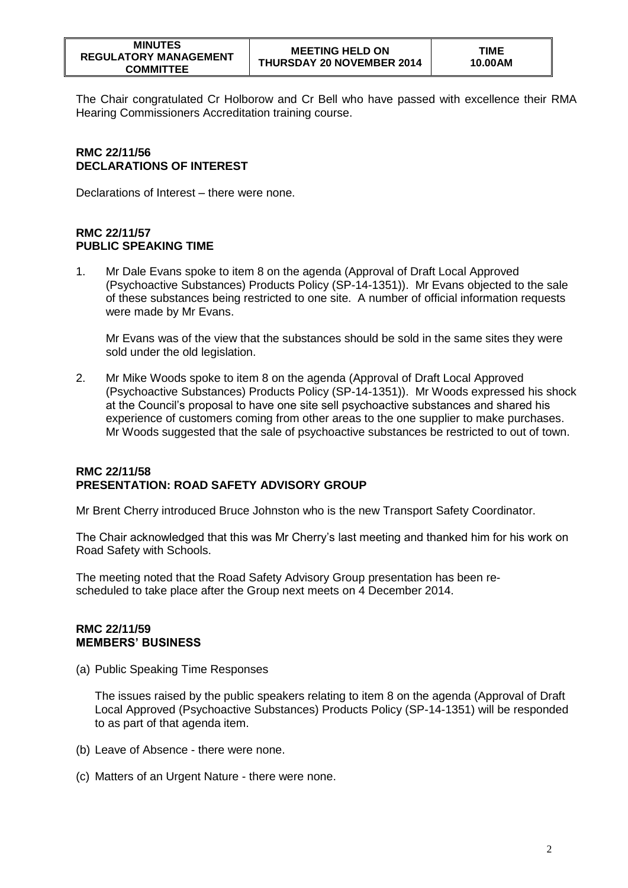The Chair congratulated Cr Holborow and Cr Bell who have passed with excellence their RMA Hearing Commissioners Accreditation training course.

**RMC 22/11/56**
**DECLARATIONS OF INTEREST**

Declarations of Interest – there were none.

**RMC 22/11/57**
**PUBLIC SPEAKING TIME**

1. Mr Dale Evans spoke to item 8 on the agenda (Approval of Draft Local Approved (Psychoactive Substances) Products Policy (SP-14-1351)). Mr Evans objected to the sale of these substances being restricted to one site. A number of official information requests were made by Mr Evans.

   Mr Evans was of the view that the substances should be sold in the same sites they were sold under the old legislation.

2. Mr Mike Woods spoke to item 8 on the agenda (Approval of Draft Local Approved (Psychoactive Substances) Products Policy (SP-14-1351)). Mr Woods expressed his shock at the Council's proposal to have one site sell psychoactive substances and shared his experience of customers coming from other areas to the one supplier to make purchases. Mr Woods suggested that the sale of psychoactive substances be restricted to out of town.

**RMC 22/11/58**
**PRESENTATION: ROAD SAFETY ADVISORY GROUP**

Mr Brent Cherry introduced Bruce Johnston who is the new Transport Safety Coordinator.

The Chair acknowledged that this was Mr Cherry's last meeting and thanked him for his work on Road Safety with Schools.

The meeting noted that the Road Safety Advisory Group presentation has been re-scheduled to take place after the Group next meets on 4 December 2014.

**RMC 22/11/59**
**MEMBERS' BUSINESS**

(a) Public Speaking Time Responses

   The issues raised by the public speakers relating to item 8 on the agenda (Approval of Draft Local Approved (Psychoactive Substances) Products Policy (SP-14-1351) will be responded to as part of that agenda item.

(b) Leave of Absence - there were none.

(c) Matters of an Urgent Nature - there were none.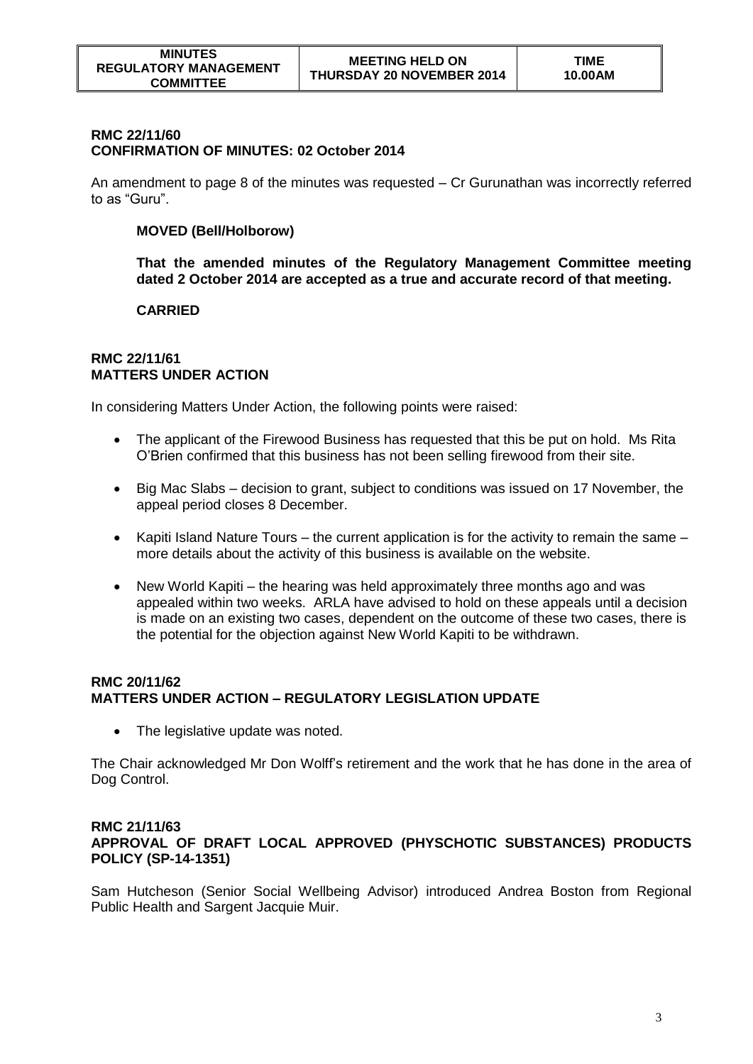**RMC 22/11/60**
**CONFIRMATION OF MINUTES: 02 October 2014**

An amendment to page 8 of the minutes was requested – Cr Gurunathan was incorrectly referred to as "Guru".

**MOVED (Bell/Holborow)**

**That the amended minutes of the Regulatory Management Committee meeting dated 2 October 2014 are accepted as a true and accurate record of that meeting.**

**CARRIED**

**RMC 22/11/61**
**MATTERS UNDER ACTION**

In considering Matters Under Action, the following points were raised:

- The applicant of the Firewood Business has requested that this be put on hold. Ms Rita O'Brien confirmed that this business has not been selling firewood from their site.
- Big Mac Slabs – decision to grant, subject to conditions was issued on 17 November, the appeal period closes 8 December.
- Kapiti Island Nature Tours – the current application is for the activity to remain the same – more details about the activity of this business is available on the website.
- New World Kapiti – the hearing was held approximately three months ago and was appealed within two weeks. ARLA have advised to hold on these appeals until a decision is made on an existing two cases, dependent on the outcome of these two cases, there is the potential for the objection against New World Kapiti to be withdrawn.

**RMC 20/11/62**
**MATTERS UNDER ACTION – REGULATORY LEGISLATION UPDATE**

- The legislative update was noted.

The Chair acknowledged Mr Don Wolff's retirement and the work that he has done in the area of Dog Control.

**RMC 21/11/63**
**APPROVAL OF DRAFT LOCAL APPROVED (PHYSCHOTIC SUBSTANCES) PRODUCTS POLICY (SP-14-1351)**

Sam Hutcheson (Senior Social Wellbeing Advisor) introduced Andrea Boston from Regional Public Health and Sargent Jacquie Muir.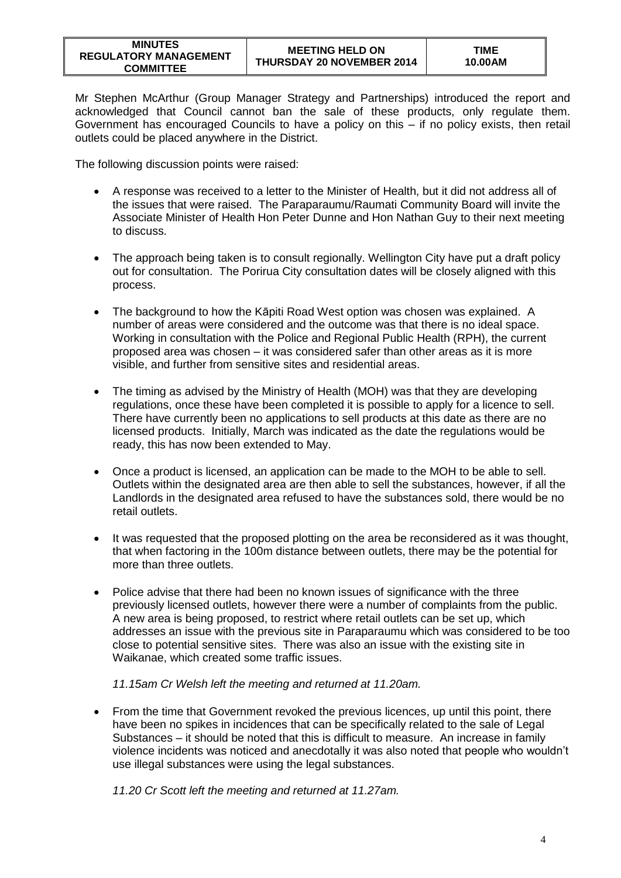Mr Stephen McArthur (Group Manager Strategy and Partnerships) introduced the report and acknowledged that Council cannot ban the sale of these products, only regulate them. Government has encouraged Councils to have a policy on this – if no policy exists, then retail outlets could be placed anywhere in the District.

The following discussion points were raised:

- A response was received to a letter to the Minister of Health, but it did not address all of the issues that were raised. The Paraparaumu/Raumati Community Board will invite the Associate Minister of Health Hon Peter Dunne and Hon Nathan Guy to their next meeting to discuss.

- The approach being taken is to consult regionally. Wellington City have put a draft policy out for consultation. The Porirua City consultation dates will be closely aligned with this process.

- The background to how the Kāpiti Road West option was chosen was explained. A number of areas were considered and the outcome was that there is no ideal space. Working in consultation with the Police and Regional Public Health (RPH), the current proposed area was chosen – it was considered safer than other areas as it is more visible, and further from sensitive sites and residential areas.

- The timing as advised by the Ministry of Health (MOH) was that they are developing regulations, once these have been completed it is possible to apply for a licence to sell. There have currently been no applications to sell products at this date as there are no licensed products. Initially, March was indicated as the date the regulations would be ready, this has now been extended to May.

- Once a product is licensed, an application can be made to the MOH to be able to sell. Outlets within the designated area are then able to sell the substances, however, if all the Landlords in the designated area refused to have the substances sold, there would be no retail outlets.

- It was requested that the proposed plotting on the area be reconsidered as it was thought, that when factoring in the 100m distance between outlets, there may be the potential for more than three outlets.

- Police advise that there had been no known issues of significance with the three previously licensed outlets, however there were a number of complaints from the public. A new area is being proposed, to restrict where retail outlets can be set up, which addresses an issue with the previous site in Paraparaumu which was considered to be too close to potential sensitive sites. There was also an issue with the existing site in Waikanae, which created some traffic issues.

  *11.15am Cr Welsh left the meeting and returned at 11.20am.*

- From the time that Government revoked the previous licences, up until this point, there have been no spikes in incidences that can be specifically related to the sale of Legal Substances – it should be noted that this is difficult to measure. An increase in family violence incidents was noticed and anecdotally it was also noted that people who wouldn't use illegal substances were using the legal substances.

  *11.20 Cr Scott left the meeting and returned at 11.27am.*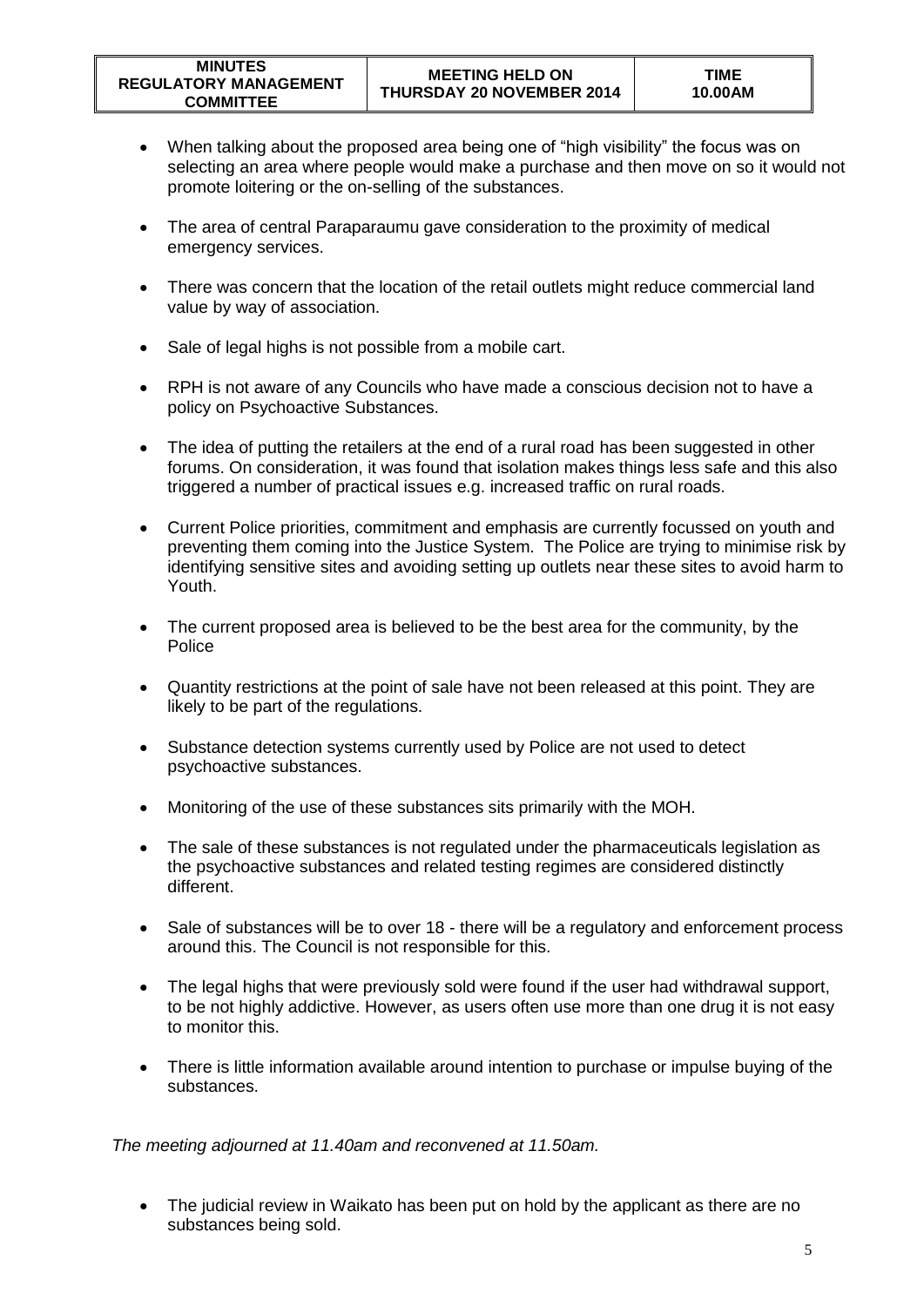- When talking about the proposed area being one of "high visibility" the focus was on selecting an area where people would make a purchase and then move on so it would not promote loitering or the on-selling of the substances.

- The area of central Paraparaumu gave consideration to the proximity of medical emergency services.

- There was concern that the location of the retail outlets might reduce commercial land value by way of association.

- Sale of legal highs is not possible from a mobile cart.

- RPH is not aware of any Councils who have made a conscious decision not to have a policy on Psychoactive Substances.

- The idea of putting the retailers at the end of a rural road has been suggested in other forums. On consideration, it was found that isolation makes things less safe and this also triggered a number of practical issues e.g. increased traffic on rural roads.

- Current Police priorities, commitment and emphasis are currently focussed on youth and preventing them coming into the Justice System. The Police are trying to minimise risk by identifying sensitive sites and avoiding setting up outlets near these sites to avoid harm to Youth.

- The current proposed area is believed to be the best area for the community, by the Police

- Quantity restrictions at the point of sale have not been released at this point. They are likely to be part of the regulations.

- Substance detection systems currently used by Police are not used to detect psychoactive substances.

- Monitoring of the use of these substances sits primarily with the MOH.

- The sale of these substances is not regulated under the pharmaceuticals legislation as the psychoactive substances and related testing regimes are considered distinctly different.

- Sale of substances will be to over 18 - there will be a regulatory and enforcement process around this. The Council is not responsible for this.

- The legal highs that were previously sold were found if the user had withdrawal support, to be not highly addictive. However, as users often use more than one drug it is not easy to monitor this.

- There is little information available around intention to purchase or impulse buying of the substances.

*The meeting adjourned at 11.40am and reconvened at 11.50am.*

- The judicial review in Waikato has been put on hold by the applicant as there are no substances being sold.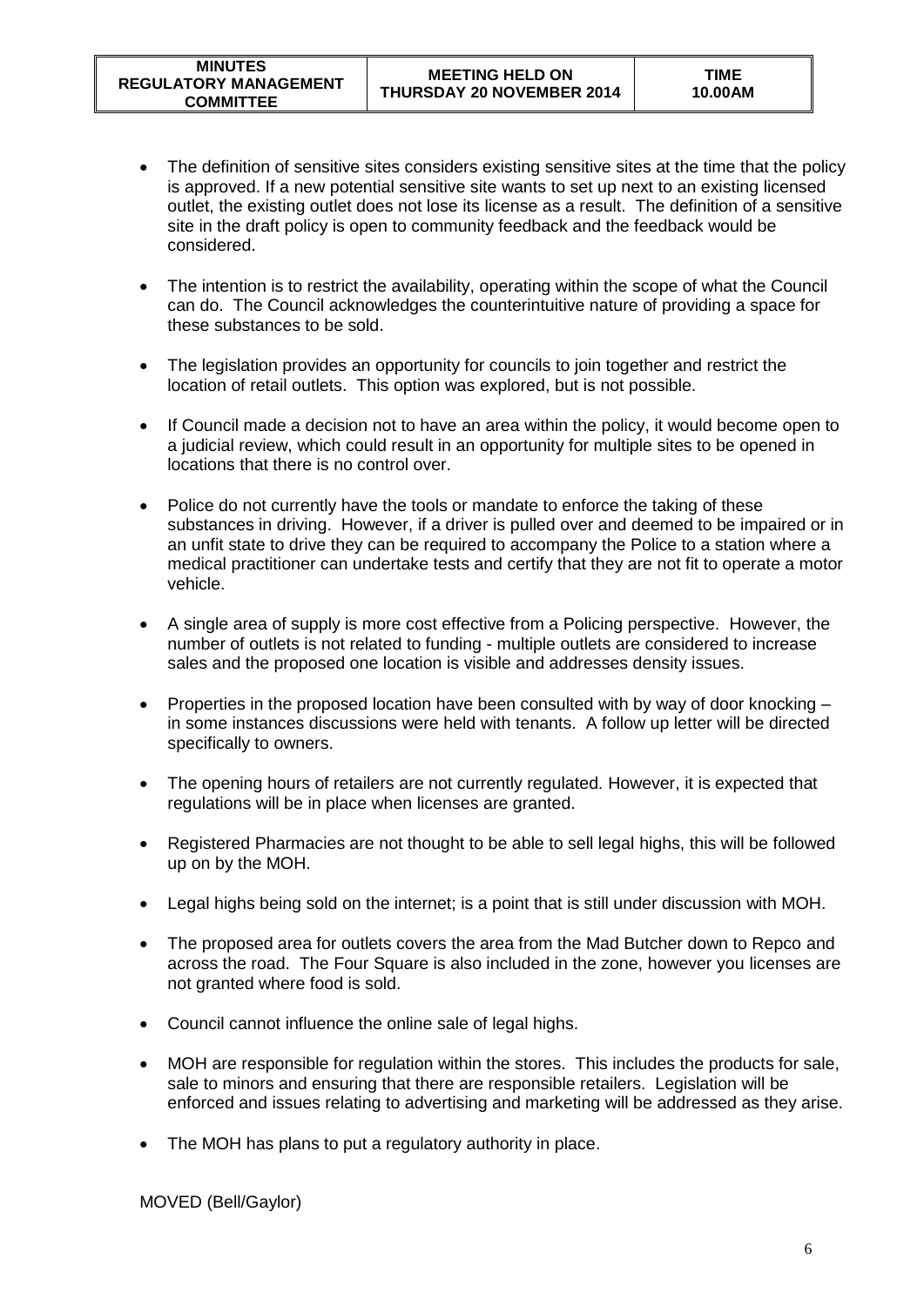- The definition of sensitive sites considers existing sensitive sites at the time that the policy is approved. If a new potential sensitive site wants to set up next to an existing licensed outlet, the existing outlet does not lose its license as a result. The definition of a sensitive site in the draft policy is open to community feedback and the feedback would be considered.

- The intention is to restrict the availability, operating within the scope of what the Council can do. The Council acknowledges the counterintuitive nature of providing a space for these substances to be sold.

- The legislation provides an opportunity for councils to join together and restrict the location of retail outlets. This option was explored, but is not possible.

- If Council made a decision not to have an area within the policy, it would become open to a judicial review, which could result in an opportunity for multiple sites to be opened in locations that there is no control over.

- Police do not currently have the tools or mandate to enforce the taking of these substances in driving. However, if a driver is pulled over and deemed to be impaired or in an unfit state to drive they can be required to accompany the Police to a station where a medical practitioner can undertake tests and certify that they are not fit to operate a motor vehicle.

- A single area of supply is more cost effective from a Policing perspective. However, the number of outlets is not related to funding - multiple outlets are considered to increase sales and the proposed one location is visible and addresses density issues.

- Properties in the proposed location have been consulted with by way of door knocking – in some instances discussions were held with tenants. A follow up letter will be directed specifically to owners.

- The opening hours of retailers are not currently regulated. However, it is expected that regulations will be in place when licenses are granted.

- Registered Pharmacies are not thought to be able to sell legal highs, this will be followed up on by the MOH.

- Legal highs being sold on the internet; is a point that is still under discussion with MOH.

- The proposed area for outlets covers the area from the Mad Butcher down to Repco and across the road. The Four Square is also included in the zone, however you licenses are not granted where food is sold.

- Council cannot influence the online sale of legal highs.

- MOH are responsible for regulation within the stores. This includes the products for sale, sale to minors and ensuring that there are responsible retailers. Legislation will be enforced and issues relating to advertising and marketing will be addressed as they arise.

- The MOH has plans to put a regulatory authority in place.

MOVED (Bell/Gaylor)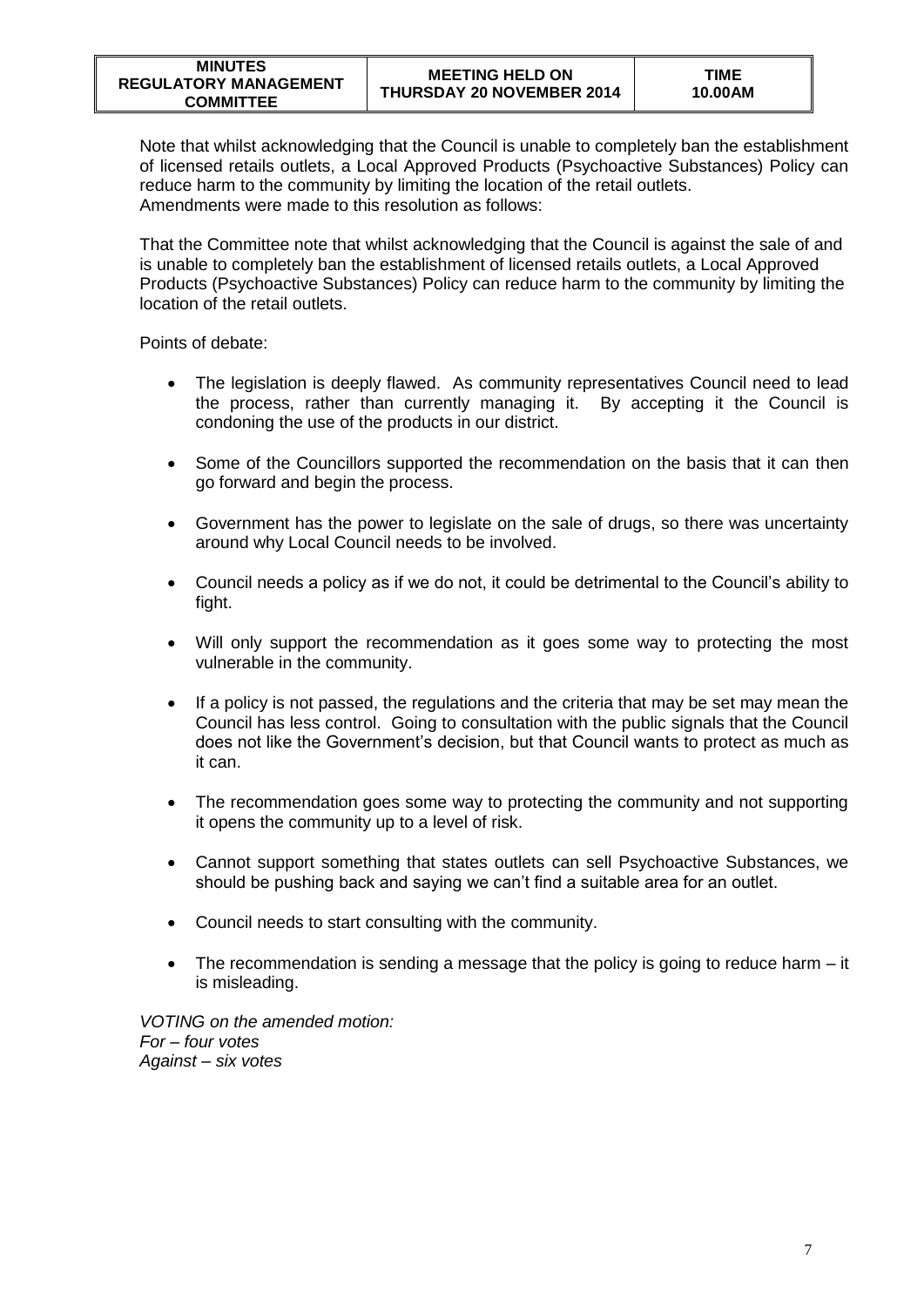Note that whilst acknowledging that the Council is unable to completely ban the establishment of licensed retails outlets, a Local Approved Products (Psychoactive Substances) Policy can reduce harm to the community by limiting the location of the retail outlets.
Amendments were made to this resolution as follows:

That the Committee note that whilst acknowledging that the Council is against the sale of and is unable to completely ban the establishment of licensed retails outlets, a Local Approved Products (Psychoactive Substances) Policy can reduce harm to the community by limiting the location of the retail outlets.

Points of debate:

- The legislation is deeply flawed. As community representatives Council need to lead the process, rather than currently managing it. By accepting it the Council is condoning the use of the products in our district.
- Some of the Councillors supported the recommendation on the basis that it can then go forward and begin the process.
- Government has the power to legislate on the sale of drugs, so there was uncertainty around why Local Council needs to be involved.
- Council needs a policy as if we do not, it could be detrimental to the Council's ability to fight.
- Will only support the recommendation as it goes some way to protecting the most vulnerable in the community.
- If a policy is not passed, the regulations and the criteria that may be set may mean the Council has less control. Going to consultation with the public signals that the Council does not like the Government's decision, but that Council wants to protect as much as it can.
- The recommendation goes some way to protecting the community and not supporting it opens the community up to a level of risk.
- Cannot support something that states outlets can sell Psychoactive Substances, we should be pushing back and saying we can't find a suitable area for an outlet.
- Council needs to start consulting with the community.
- The recommendation is sending a message that the policy is going to reduce harm – it is misleading.

*VOTING on the amended motion:*
*For – four votes*
*Against – six votes*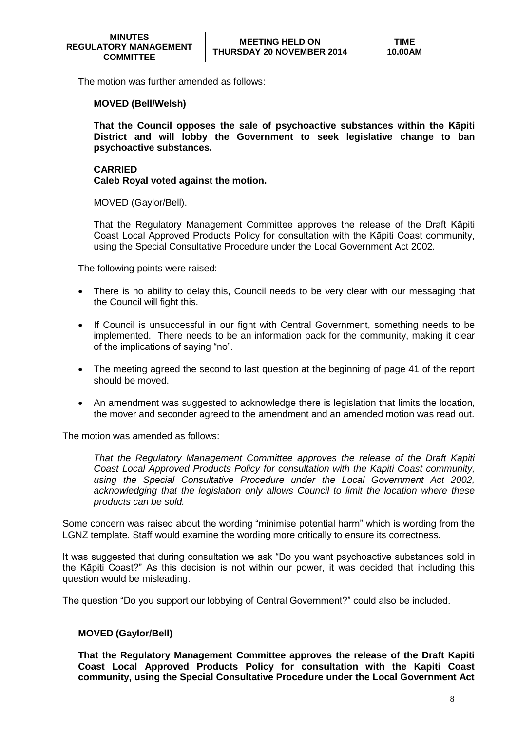The motion was further amended as follows:

**MOVED (Bell/Welsh)**

**That the Council opposes the sale of psychoactive substances within the Kāpiti District and will lobby the Government to seek legislative change to ban psychoactive substances.**

**CARRIED**
**Caleb Royal voted against the motion.**

MOVED (Gaylor/Bell).

That the Regulatory Management Committee approves the release of the Draft Kāpiti Coast Local Approved Products Policy for consultation with the Kāpiti Coast community, using the Special Consultative Procedure under the Local Government Act 2002.

The following points were raised:

- There is no ability to delay this, Council needs to be very clear with our messaging that the Council will fight this.
- If Council is unsuccessful in our fight with Central Government, something needs to be implemented. There needs to be an information pack for the community, making it clear of the implications of saying "no".
- The meeting agreed the second to last question at the beginning of page 41 of the report should be moved.
- An amendment was suggested to acknowledge there is legislation that limits the location, the mover and seconder agreed to the amendment and an amended motion was read out.

The motion was amended as follows:

*That the Regulatory Management Committee approves the release of the Draft Kapiti Coast Local Approved Products Policy for consultation with the Kapiti Coast community, using the Special Consultative Procedure under the Local Government Act 2002, acknowledging that the legislation only allows Council to limit the location where these products can be sold.*

Some concern was raised about the wording "minimise potential harm" which is wording from the LGNZ template. Staff would examine the wording more critically to ensure its correctness.

It was suggested that during consultation we ask "Do you want psychoactive substances sold in the Kāpiti Coast?" As this decision is not within our power, it was decided that including this question would be misleading.

The question "Do you support our lobbying of Central Government?" could also be included.

**MOVED (Gaylor/Bell)**

**That the Regulatory Management Committee approves the release of the Draft Kapiti Coast Local Approved Products Policy for consultation with the Kapiti Coast community, using the Special Consultative Procedure under the Local Government Act**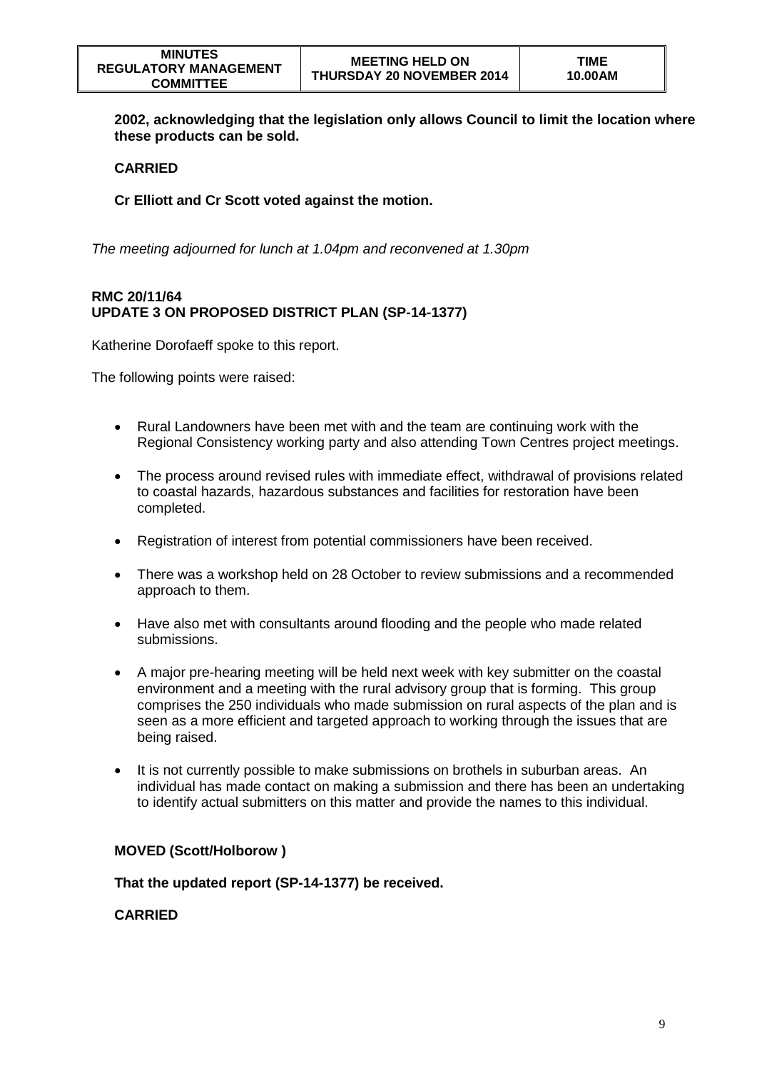**2002, acknowledging that the legislation only allows Council to limit the location where these products can be sold.**

**CARRIED**

**Cr Elliott and Cr Scott voted against the motion.**

*The meeting adjourned for lunch at 1.04pm and reconvened at 1.30pm*

**RMC 20/11/64**
**UPDATE 3 ON PROPOSED DISTRICT PLAN (SP-14-1377)**

Katherine Dorofaeff spoke to this report.

The following points were raised:

- Rural Landowners have been met with and the team are continuing work with the Regional Consistency working party and also attending Town Centres project meetings.
- The process around revised rules with immediate effect, withdrawal of provisions related to coastal hazards, hazardous substances and facilities for restoration have been completed.
- Registration of interest from potential commissioners have been received.
- There was a workshop held on 28 October to review submissions and a recommended approach to them.
- Have also met with consultants around flooding and the people who made related submissions.
- A major pre-hearing meeting will be held next week with key submitter on the coastal environment and a meeting with the rural advisory group that is forming. This group comprises the 250 individuals who made submission on rural aspects of the plan and is seen as a more efficient and targeted approach to working through the issues that are being raised.
- It is not currently possible to make submissions on brothels in suburban areas. An individual has made contact on making a submission and there has been an undertaking to identify actual submitters on this matter and provide the names to this individual.

**MOVED (Scott/Holborow )**

**That the updated report (SP-14-1377) be received.**

**CARRIED**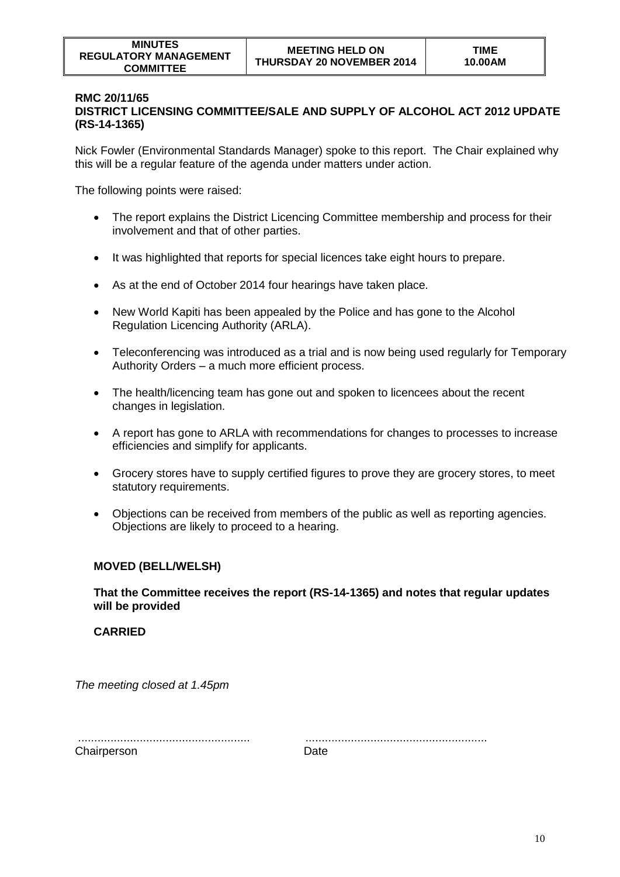**RMC 20/11/65**
**DISTRICT LICENSING COMMITTEE/SALE AND SUPPLY OF ALCOHOL ACT 2012 UPDATE (RS-14-1365)**

Nick Fowler (Environmental Standards Manager) spoke to this report. The Chair explained why this will be a regular feature of the agenda under matters under action.

The following points were raised:

- The report explains the District Licencing Committee membership and process for their involvement and that of other parties.
- It was highlighted that reports for special licences take eight hours to prepare.
- As at the end of October 2014 four hearings have taken place.
- New World Kapiti has been appealed by the Police and has gone to the Alcohol Regulation Licencing Authority (ARLA).
- Teleconferencing was introduced as a trial and is now being used regularly for Temporary Authority Orders – a much more efficient process.
- The health/licencing team has gone out and spoken to licencees about the recent changes in legislation.
- A report has gone to ARLA with recommendations for changes to processes to increase efficiencies and simplify for applicants.
- Grocery stores have to supply certified figures to prove they are grocery stores, to meet statutory requirements.
- Objections can be received from members of the public as well as reporting agencies. Objections are likely to proceed to a hearing.

**MOVED (BELL/WELSH)**

**That the Committee receives the report (RS-14-1365) and notes that regular updates will be provided**

**CARRIED**

*The meeting closed at 1.45pm*

.................................................... ........................................................
Chairperson Date